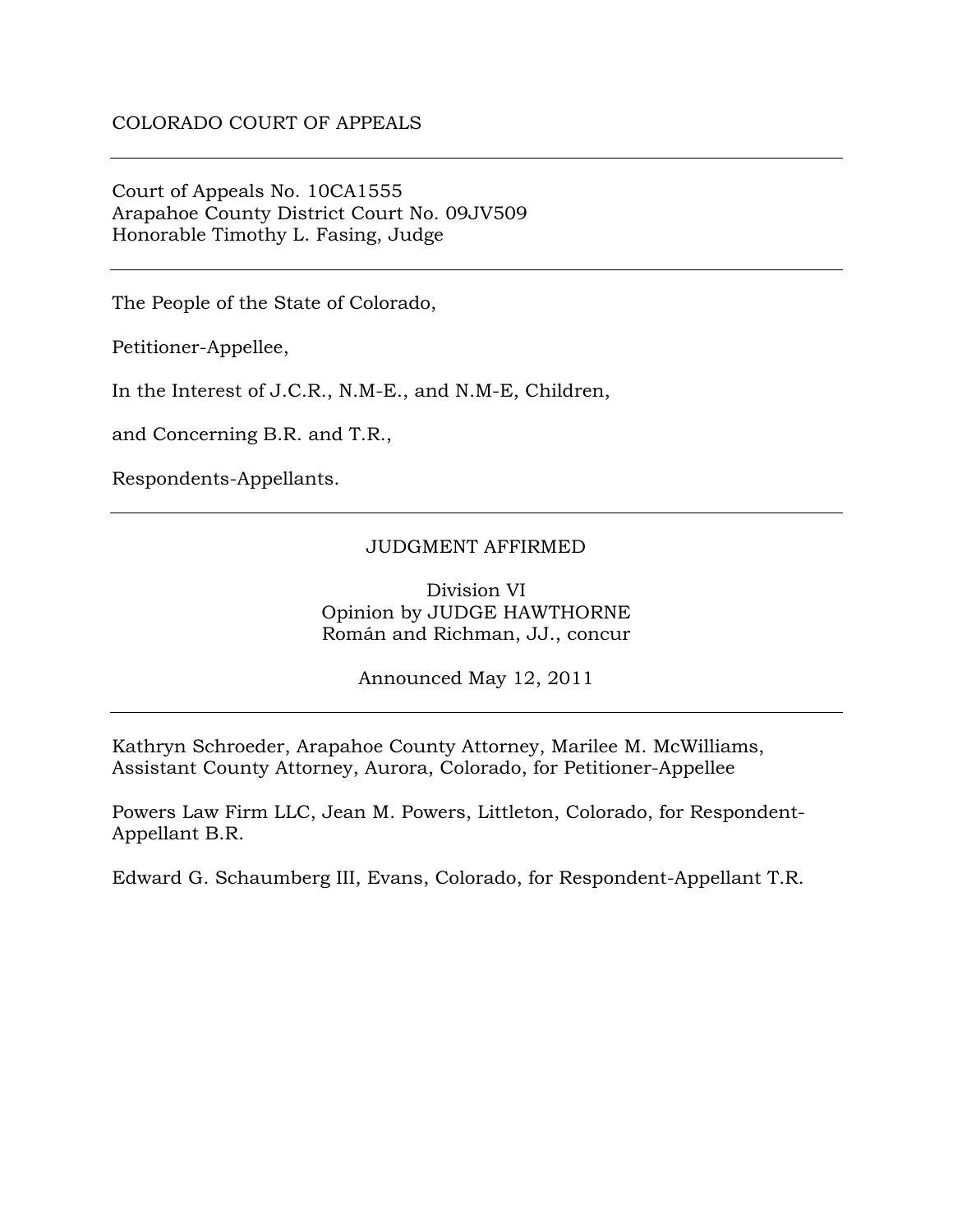COLORADO COURT OF APPEALS

---

Court of Appeals No. 10CA1555
Arapahoe County District Court No. 09JV509
Honorable Timothy L. Fasing, Judge

---

The People of the State of Colorado,

Petitioner-Appellee,

In the Interest of J.C.R., N.M-E., and N.M-E, Children,

and Concerning B.R. and T.R.,

Respondents-Appellants.

---

JUDGMENT AFFIRMED

Division VI
Opinion by JUDGE HAWTHORNE
Román and Richman, JJ., concur

Announced May 12, 2011

---

Kathryn Schroeder, Arapahoe County Attorney, Marilee M. McWilliams, Assistant County Attorney, Aurora, Colorado, for Petitioner-Appellee

Powers Law Firm LLC, Jean M. Powers, Littleton, Colorado, for Respondent-Appellant B.R.

Edward G. Schaumberg III, Evans, Colorado, for Respondent-Appellant T.R.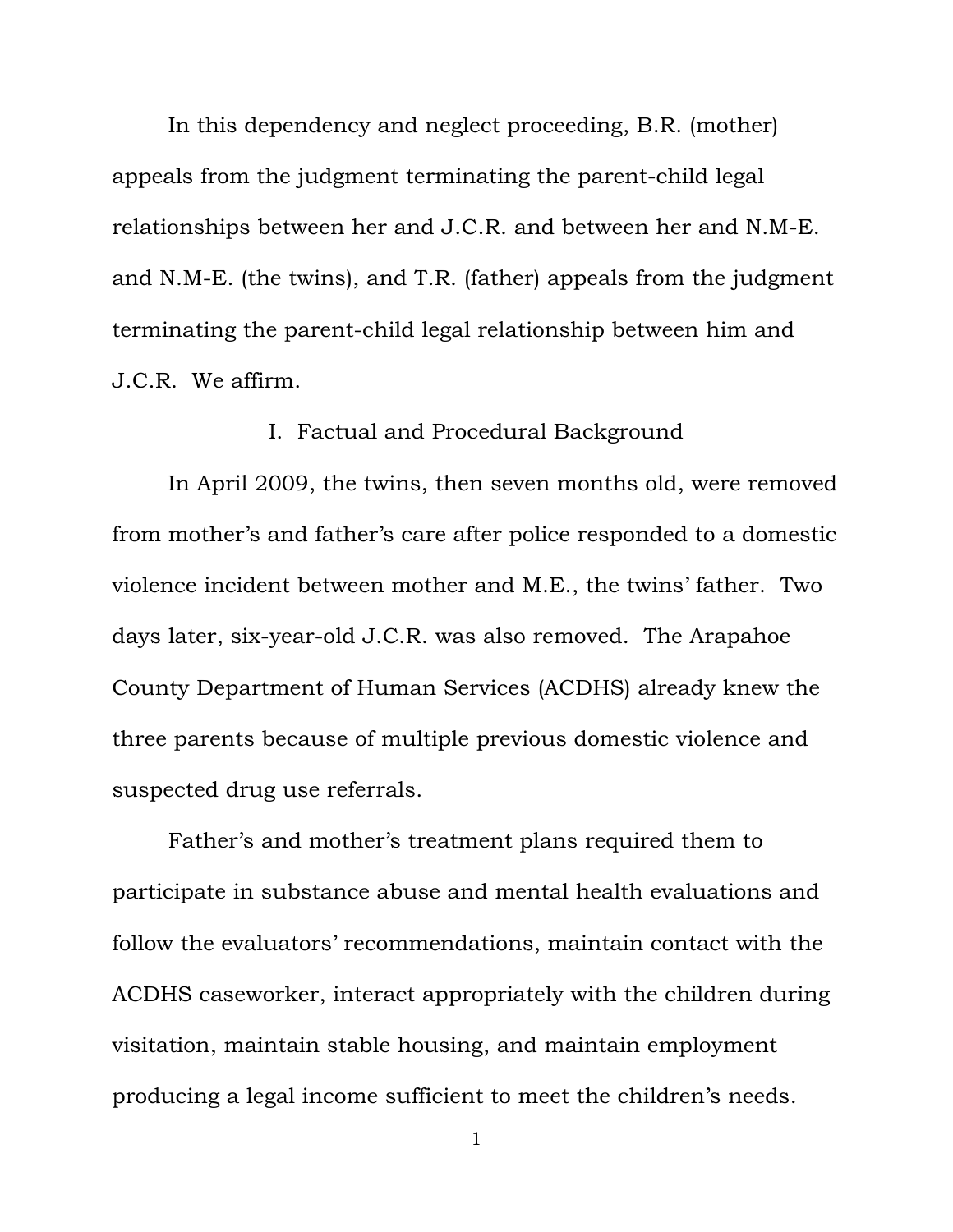In this dependency and neglect proceeding, B.R. (mother) appeals from the judgment terminating the parent-child legal relationships between her and J.C.R. and between her and N.M-E. and N.M-E. (the twins), and T.R. (father) appeals from the judgment terminating the parent-child legal relationship between him and J.C.R. We affirm.

## I. Factual and Procedural Background

In April 2009, the twins, then seven months old, were removed from mother's and father's care after police responded to a domestic violence incident between mother and M.E., the twins' father. Two days later, six-year-old J.C.R. was also removed. The Arapahoe County Department of Human Services (ACDHS) already knew the three parents because of multiple previous domestic violence and suspected drug use referrals.

Father's and mother's treatment plans required them to participate in substance abuse and mental health evaluations and follow the evaluators' recommendations, maintain contact with the ACDHS caseworker, interact appropriately with the children during visitation, maintain stable housing, and maintain employment producing a legal income sufficient to meet the children's needs.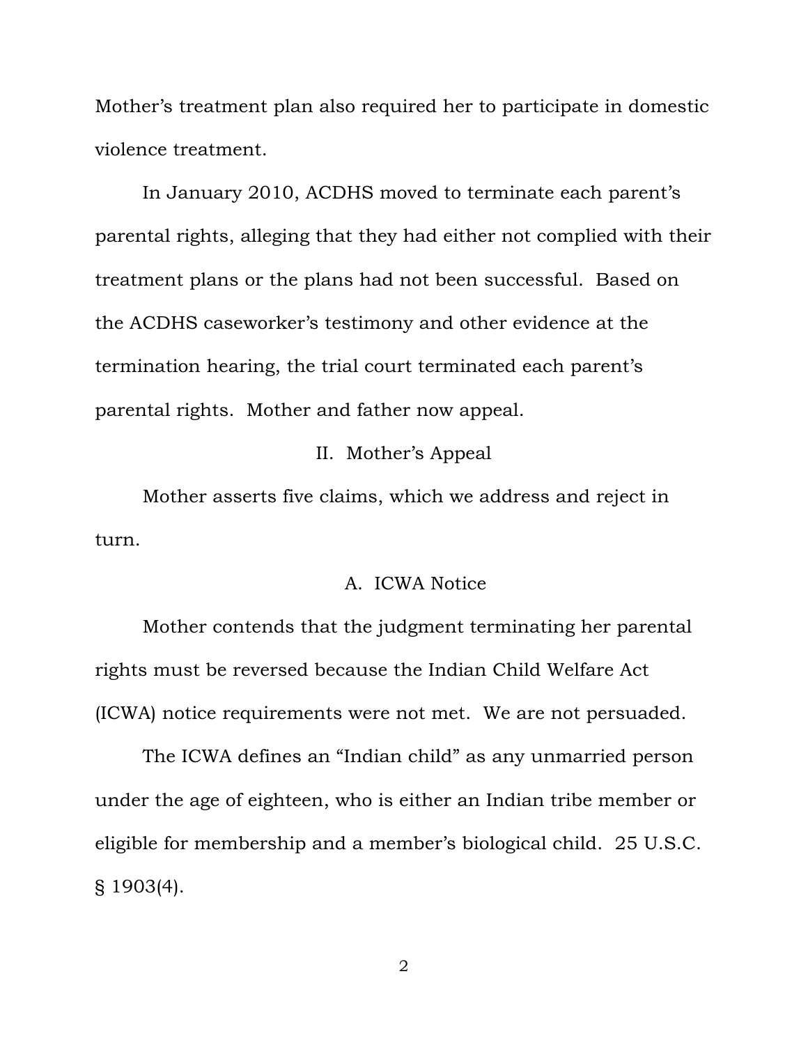Mother's treatment plan also required her to participate in domestic violence treatment.

In January 2010, ACDHS moved to terminate each parent's parental rights, alleging that they had either not complied with their treatment plans or the plans had not been successful. Based on the ACDHS caseworker's testimony and other evidence at the termination hearing, the trial court terminated each parent's parental rights. Mother and father now appeal.

## II. Mother's Appeal

Mother asserts five claims, which we address and reject in turn.

### A. ICWA Notice

Mother contends that the judgment terminating her parental rights must be reversed because the Indian Child Welfare Act (ICWA) notice requirements were not met. We are not persuaded.

The ICWA defines an "Indian child" as any unmarried person under the age of eighteen, who is either an Indian tribe member or eligible for membership and a member's biological child. 25 U.S.C. § 1903(4).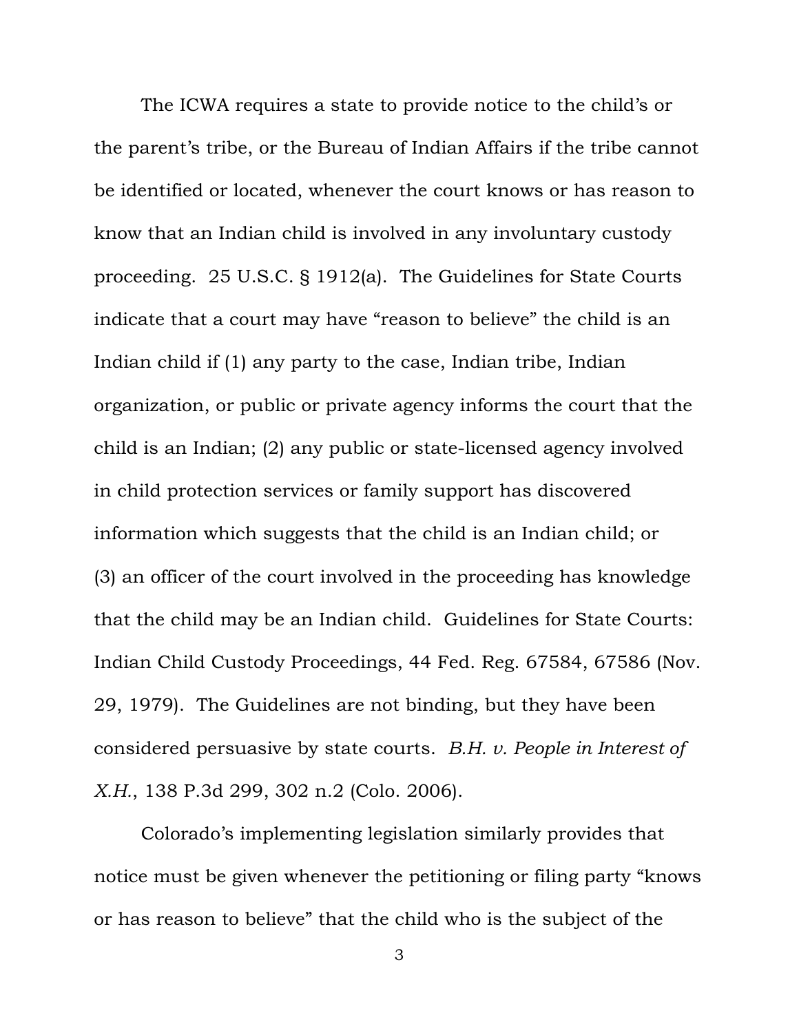The ICWA requires a state to provide notice to the child's or the parent's tribe, or the Bureau of Indian Affairs if the tribe cannot be identified or located, whenever the court knows or has reason to know that an Indian child is involved in any involuntary custody proceeding. 25 U.S.C. § 1912(a). The Guidelines for State Courts indicate that a court may have "reason to believe" the child is an Indian child if (1) any party to the case, Indian tribe, Indian organization, or public or private agency informs the court that the child is an Indian; (2) any public or state-licensed agency involved in child protection services or family support has discovered information which suggests that the child is an Indian child; or (3) an officer of the court involved in the proceeding has knowledge that the child may be an Indian child. Guidelines for State Courts: Indian Child Custody Proceedings, 44 Fed. Reg. 67584, 67586 (Nov. 29, 1979). The Guidelines are not binding, but they have been considered persuasive by state courts. *B.H. v. People in Interest of X.H.*, 138 P.3d 299, 302 n.2 (Colo. 2006).

Colorado's implementing legislation similarly provides that notice must be given whenever the petitioning or filing party "knows or has reason to believe" that the child who is the subject of the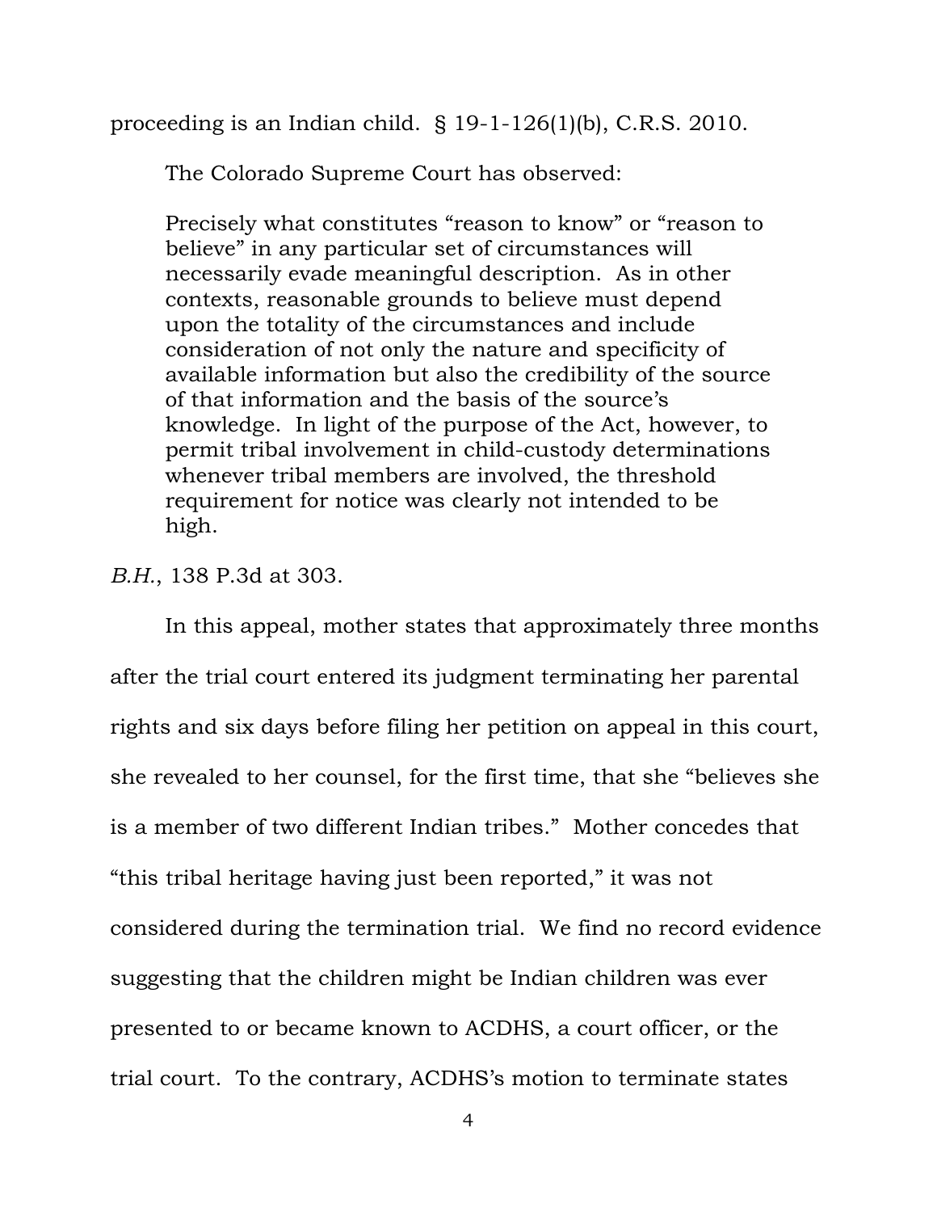proceeding is an Indian child. § 19-1-126(1)(b), C.R.S. 2010.

The Colorado Supreme Court has observed:

> Precisely what constitutes "reason to know" or "reason to believe" in any particular set of circumstances will necessarily evade meaningful description. As in other contexts, reasonable grounds to believe must depend upon the totality of the circumstances and include consideration of not only the nature and specificity of available information but also the credibility of the source of that information and the basis of the source's knowledge. In light of the purpose of the Act, however, to permit tribal involvement in child-custody determinations whenever tribal members are involved, the threshold requirement for notice was clearly not intended to be high.

*B.H.*, 138 P.3d at 303.

In this appeal, mother states that approximately three months after the trial court entered its judgment terminating her parental rights and six days before filing her petition on appeal in this court, she revealed to her counsel, for the first time, that she "believes she is a member of two different Indian tribes." Mother concedes that "this tribal heritage having just been reported," it was not considered during the termination trial. We find no record evidence suggesting that the children might be Indian children was ever presented to or became known to ACDHS, a court officer, or the trial court. To the contrary, ACDHS's motion to terminate states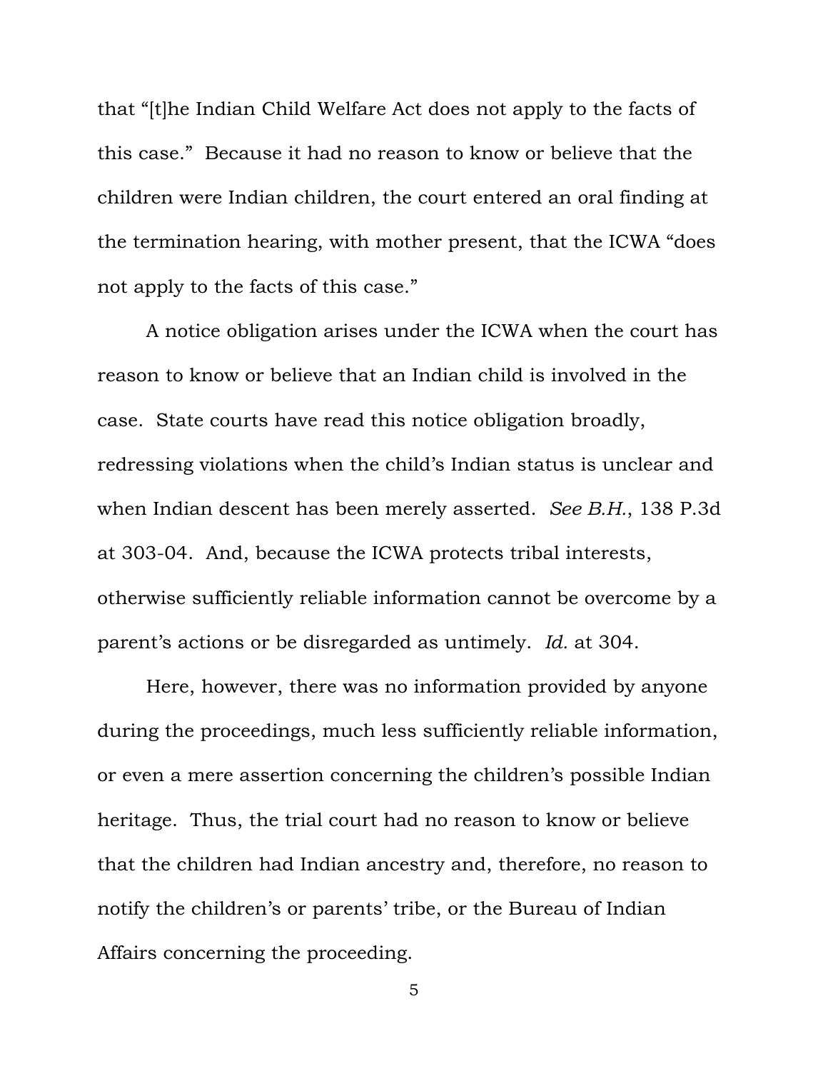that "[t]he Indian Child Welfare Act does not apply to the facts of this case." Because it had no reason to know or believe that the children were Indian children, the court entered an oral finding at the termination hearing, with mother present, that the ICWA "does not apply to the facts of this case."

A notice obligation arises under the ICWA when the court has reason to know or believe that an Indian child is involved in the case. State courts have read this notice obligation broadly, redressing violations when the child's Indian status is unclear and when Indian descent has been merely asserted. *See B.H.*, 138 P.3d at 303-04. And, because the ICWA protects tribal interests, otherwise sufficiently reliable information cannot be overcome by a parent's actions or be disregarded as untimely. *Id.* at 304.

Here, however, there was no information provided by anyone during the proceedings, much less sufficiently reliable information, or even a mere assertion concerning the children's possible Indian heritage. Thus, the trial court had no reason to know or believe that the children had Indian ancestry and, therefore, no reason to notify the children's or parents' tribe, or the Bureau of Indian Affairs concerning the proceeding.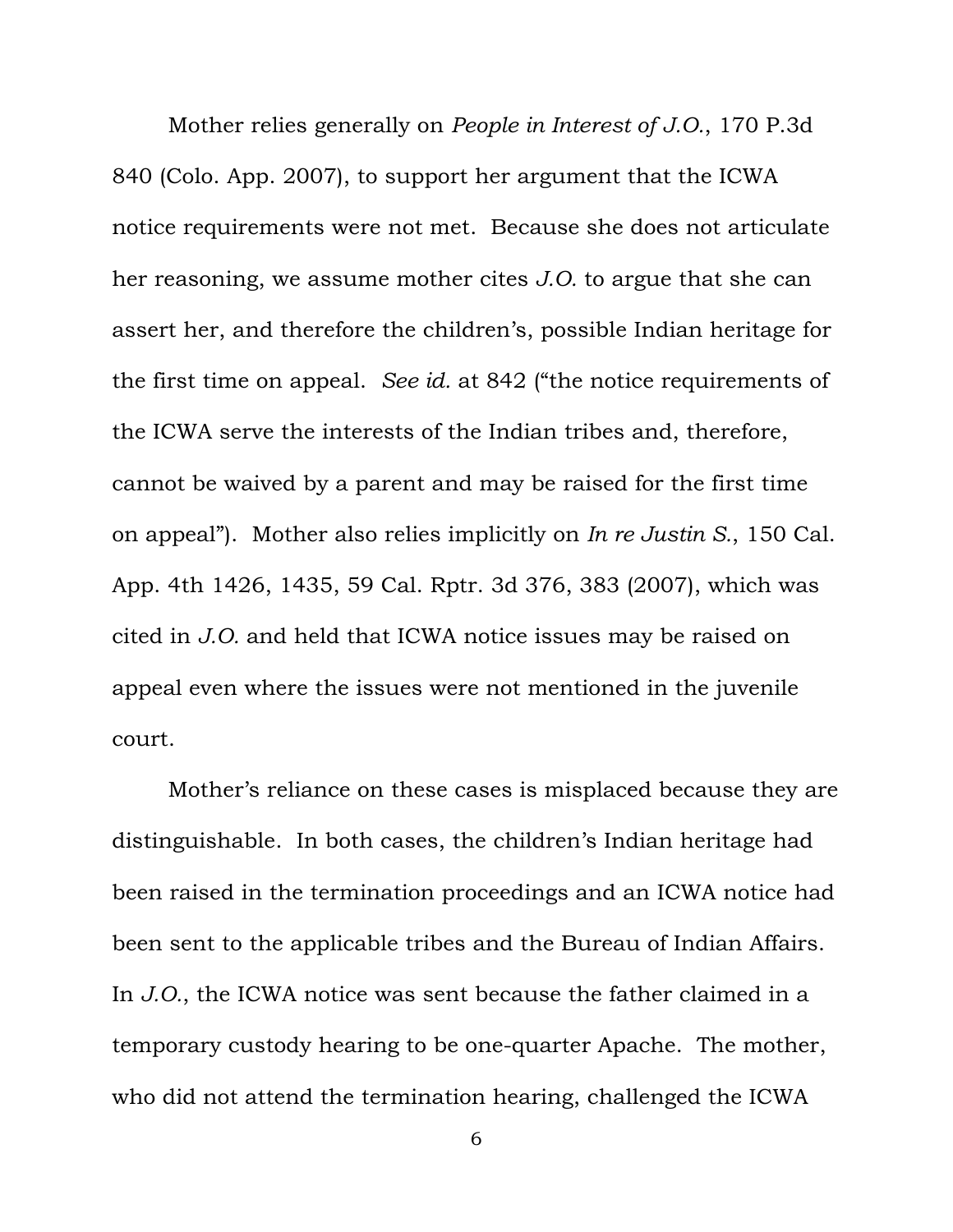Mother relies generally on *People in Interest of J.O.*, 170 P.3d 840 (Colo. App. 2007), to support her argument that the ICWA notice requirements were not met. Because she does not articulate her reasoning, we assume mother cites *J.O.* to argue that she can assert her, and therefore the children's, possible Indian heritage for the first time on appeal. *See id.* at 842 ("the notice requirements of the ICWA serve the interests of the Indian tribes and, therefore, cannot be waived by a parent and may be raised for the first time on appeal"). Mother also relies implicitly on *In re Justin S.*, 150 Cal. App. 4th 1426, 1435, 59 Cal. Rptr. 3d 376, 383 (2007), which was cited in *J.O.* and held that ICWA notice issues may be raised on appeal even where the issues were not mentioned in the juvenile court.

Mother's reliance on these cases is misplaced because they are distinguishable. In both cases, the children's Indian heritage had been raised in the termination proceedings and an ICWA notice had been sent to the applicable tribes and the Bureau of Indian Affairs. In *J.O.*, the ICWA notice was sent because the father claimed in a temporary custody hearing to be one-quarter Apache. The mother, who did not attend the termination hearing, challenged the ICWA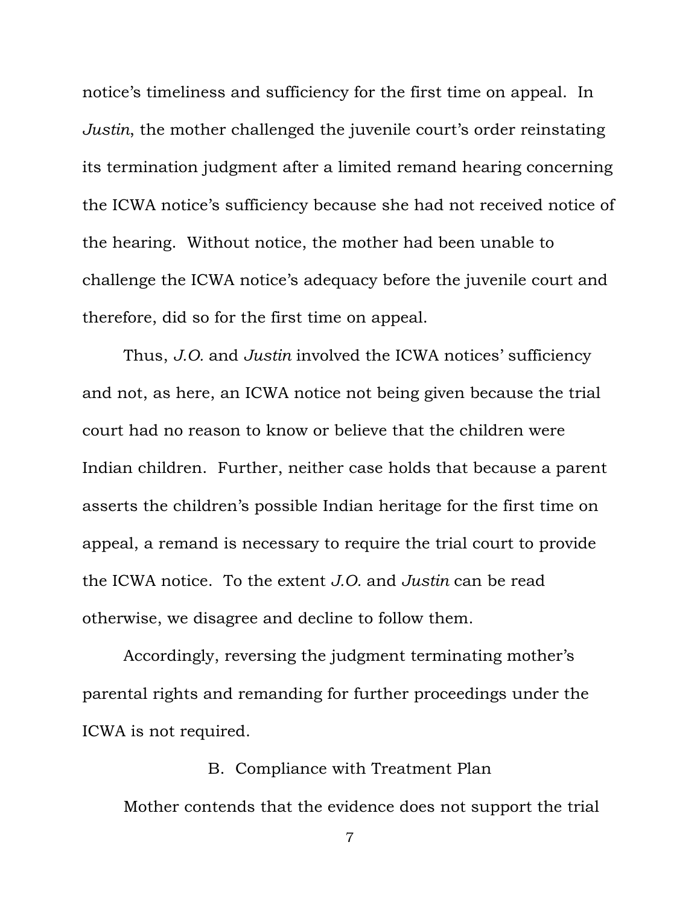notice's timeliness and sufficiency for the first time on appeal. In *Justin*, the mother challenged the juvenile court's order reinstating its termination judgment after a limited remand hearing concerning the ICWA notice's sufficiency because she had not received notice of the hearing. Without notice, the mother had been unable to challenge the ICWA notice's adequacy before the juvenile court and therefore, did so for the first time on appeal.

Thus, *J.O.* and *Justin* involved the ICWA notices' sufficiency and not, as here, an ICWA notice not being given because the trial court had no reason to know or believe that the children were Indian children. Further, neither case holds that because a parent asserts the children's possible Indian heritage for the first time on appeal, a remand is necessary to require the trial court to provide the ICWA notice. To the extent *J.O.* and *Justin* can be read otherwise, we disagree and decline to follow them.

Accordingly, reversing the judgment terminating mother's parental rights and remanding for further proceedings under the ICWA is not required.

### B. Compliance with Treatment Plan

Mother contends that the evidence does not support the trial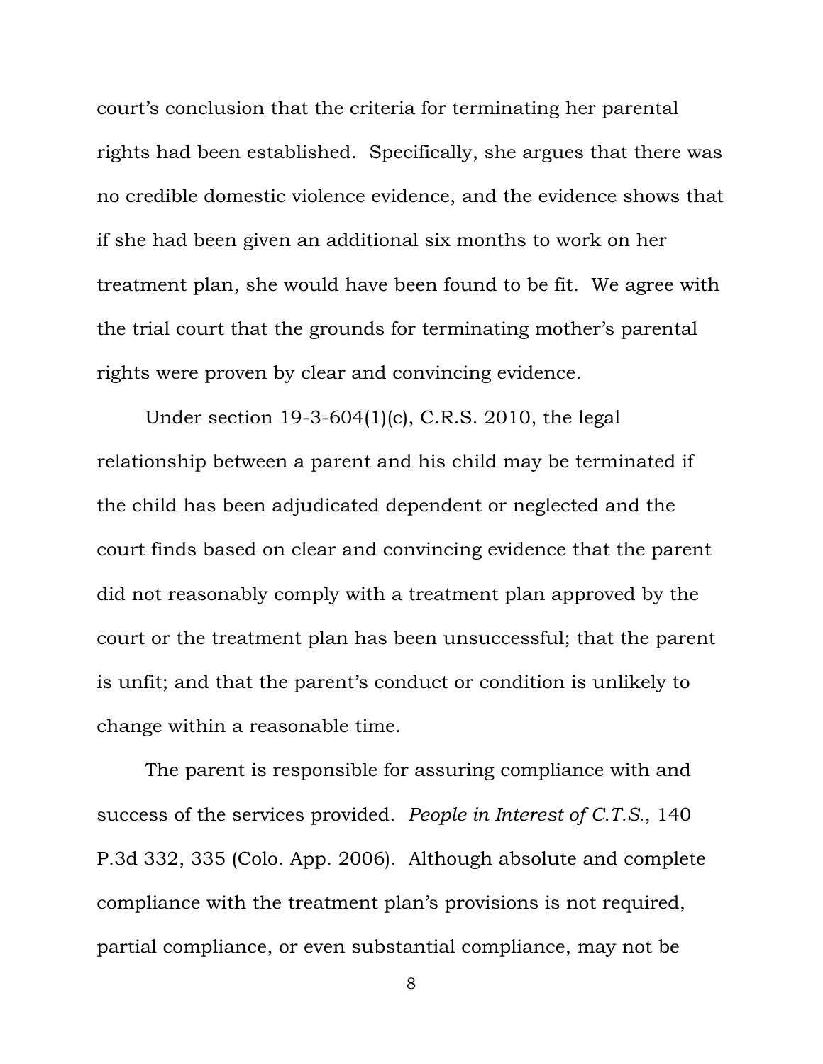court's conclusion that the criteria for terminating her parental rights had been established. Specifically, she argues that there was no credible domestic violence evidence, and the evidence shows that if she had been given an additional six months to work on her treatment plan, she would have been found to be fit. We agree with the trial court that the grounds for terminating mother's parental rights were proven by clear and convincing evidence.

Under section 19-3-604(1)(c), C.R.S. 2010, the legal relationship between a parent and his child may be terminated if the child has been adjudicated dependent or neglected and the court finds based on clear and convincing evidence that the parent did not reasonably comply with a treatment plan approved by the court or the treatment plan has been unsuccessful; that the parent is unfit; and that the parent's conduct or condition is unlikely to change within a reasonable time.

The parent is responsible for assuring compliance with and success of the services provided. *People in Interest of C.T.S.*, 140 P.3d 332, 335 (Colo. App. 2006). Although absolute and complete compliance with the treatment plan's provisions is not required, partial compliance, or even substantial compliance, may not be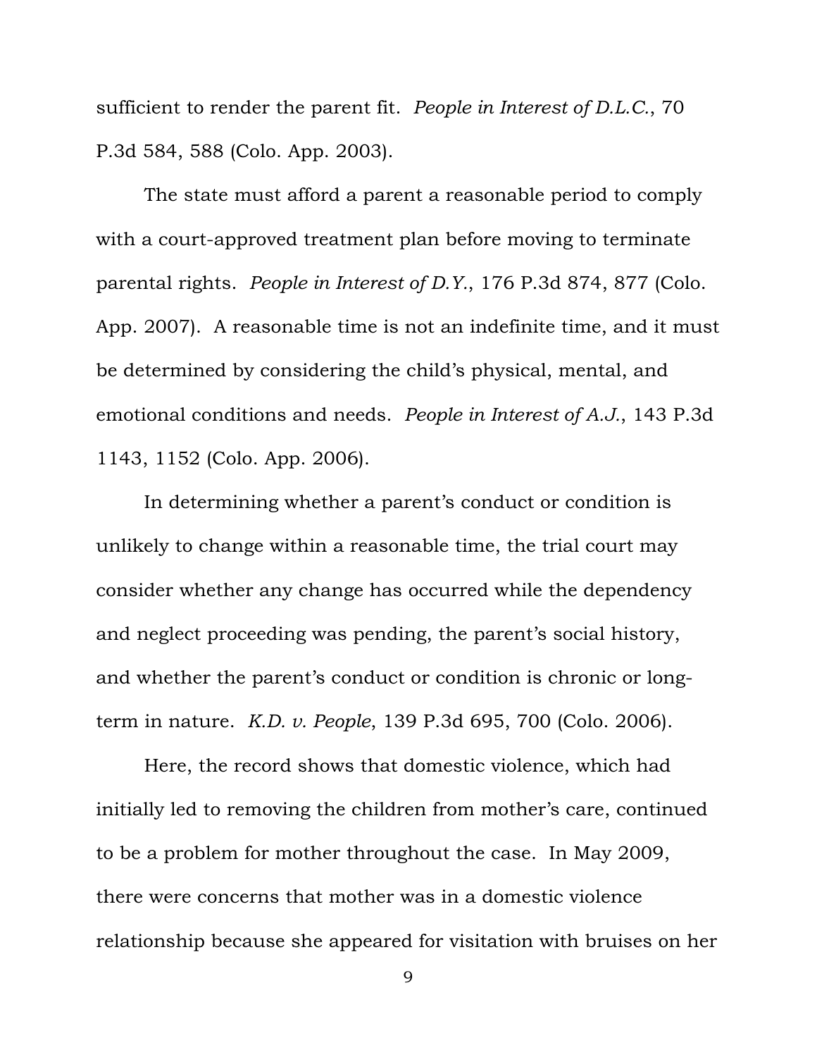sufficient to render the parent fit. *People in Interest of D.L.C.*, 70 P.3d 584, 588 (Colo. App. 2003).

The state must afford a parent a reasonable period to comply with a court-approved treatment plan before moving to terminate parental rights. *People in Interest of D.Y.*, 176 P.3d 874, 877 (Colo. App. 2007). A reasonable time is not an indefinite time, and it must be determined by considering the child's physical, mental, and emotional conditions and needs. *People in Interest of A.J.*, 143 P.3d 1143, 1152 (Colo. App. 2006).

In determining whether a parent's conduct or condition is unlikely to change within a reasonable time, the trial court may consider whether any change has occurred while the dependency and neglect proceeding was pending, the parent's social history, and whether the parent's conduct or condition is chronic or long-term in nature. *K.D. v. People*, 139 P.3d 695, 700 (Colo. 2006).

Here, the record shows that domestic violence, which had initially led to removing the children from mother's care, continued to be a problem for mother throughout the case. In May 2009, there were concerns that mother was in a domestic violence relationship because she appeared for visitation with bruises on her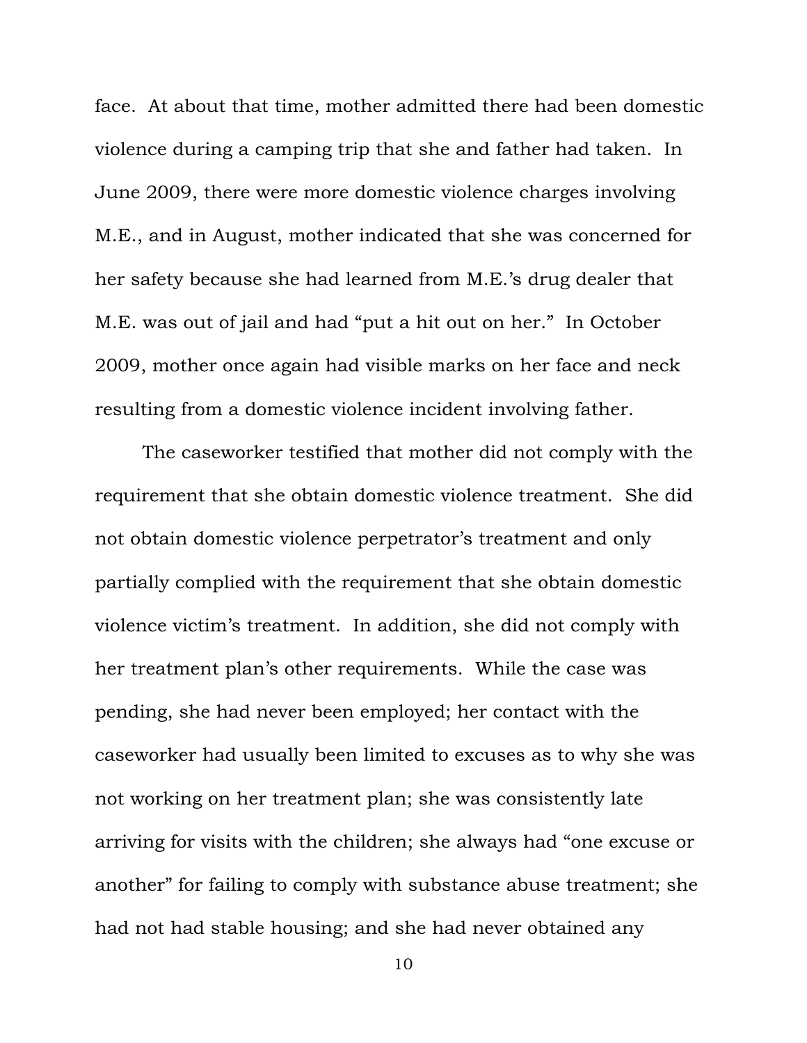face. At about that time, mother admitted there had been domestic violence during a camping trip that she and father had taken. In June 2009, there were more domestic violence charges involving M.E., and in August, mother indicated that she was concerned for her safety because she had learned from M.E.'s drug dealer that M.E. was out of jail and had "put a hit out on her." In October 2009, mother once again had visible marks on her face and neck resulting from a domestic violence incident involving father.

The caseworker testified that mother did not comply with the requirement that she obtain domestic violence treatment. She did not obtain domestic violence perpetrator's treatment and only partially complied with the requirement that she obtain domestic violence victim's treatment. In addition, she did not comply with her treatment plan's other requirements. While the case was pending, she had never been employed; her contact with the caseworker had usually been limited to excuses as to why she was not working on her treatment plan; she was consistently late arriving for visits with the children; she always had "one excuse or another" for failing to comply with substance abuse treatment; she had not had stable housing; and she had never obtained any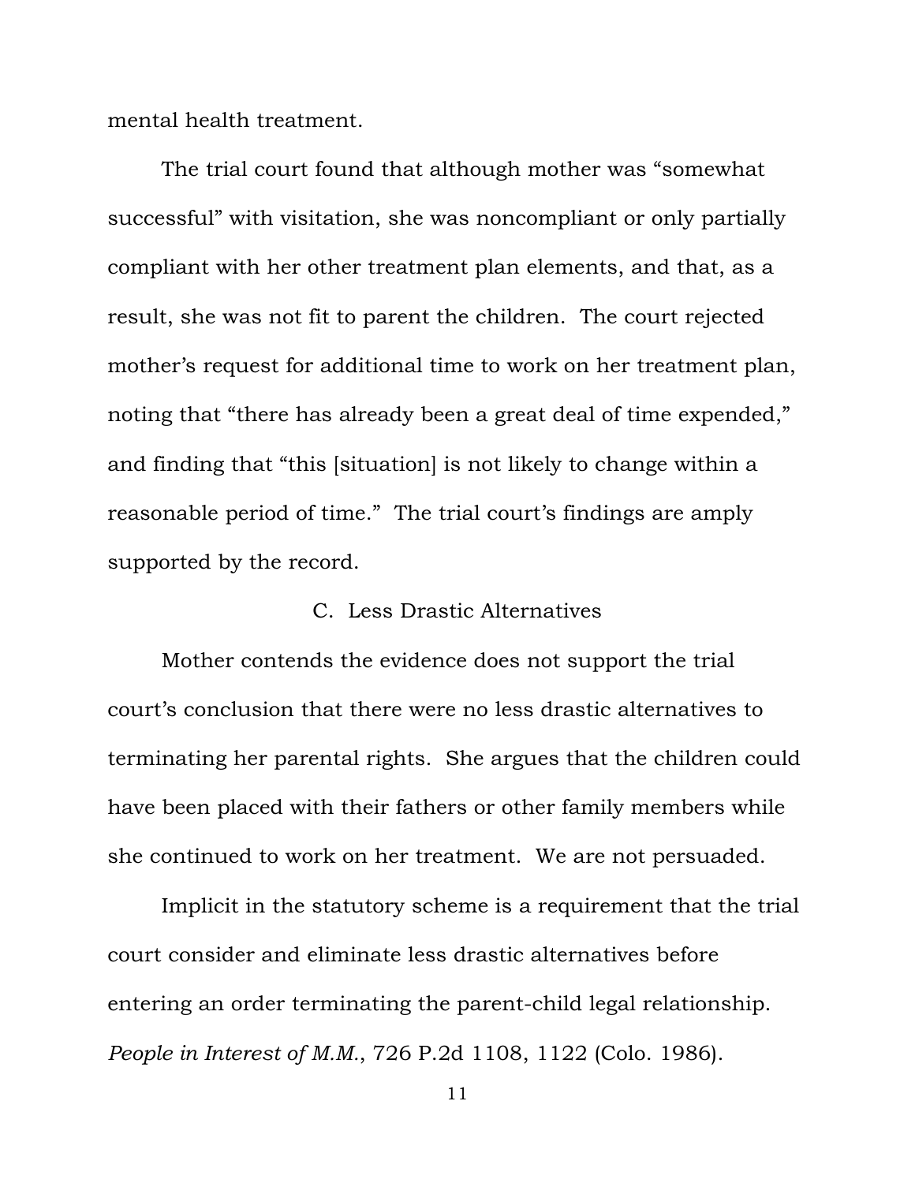mental health treatment.

The trial court found that although mother was "somewhat successful" with visitation, she was noncompliant or only partially compliant with her other treatment plan elements, and that, as a result, she was not fit to parent the children. The court rejected mother's request for additional time to work on her treatment plan, noting that "there has already been a great deal of time expended," and finding that "this [situation] is not likely to change within a reasonable period of time." The trial court's findings are amply supported by the record.

### C. Less Drastic Alternatives

Mother contends the evidence does not support the trial court's conclusion that there were no less drastic alternatives to terminating her parental rights. She argues that the children could have been placed with their fathers or other family members while she continued to work on her treatment. We are not persuaded.

Implicit in the statutory scheme is a requirement that the trial court consider and eliminate less drastic alternatives before entering an order terminating the parent-child legal relationship. *People in Interest of M.M.*, 726 P.2d 1108, 1122 (Colo. 1986).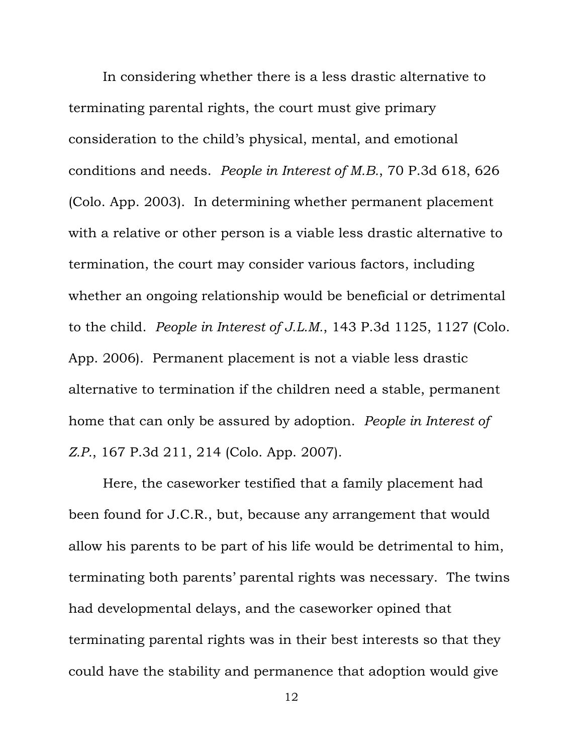In considering whether there is a less drastic alternative to terminating parental rights, the court must give primary consideration to the child's physical, mental, and emotional conditions and needs. *People in Interest of M.B.*, 70 P.3d 618, 626 (Colo. App. 2003). In determining whether permanent placement with a relative or other person is a viable less drastic alternative to termination, the court may consider various factors, including whether an ongoing relationship would be beneficial or detrimental to the child. *People in Interest of J.L.M.*, 143 P.3d 1125, 1127 (Colo. App. 2006). Permanent placement is not a viable less drastic alternative to termination if the children need a stable, permanent home that can only be assured by adoption. *People in Interest of Z.P.*, 167 P.3d 211, 214 (Colo. App. 2007).

Here, the caseworker testified that a family placement had been found for J.C.R., but, because any arrangement that would allow his parents to be part of his life would be detrimental to him, terminating both parents' parental rights was necessary. The twins had developmental delays, and the caseworker opined that terminating parental rights was in their best interests so that they could have the stability and permanence that adoption would give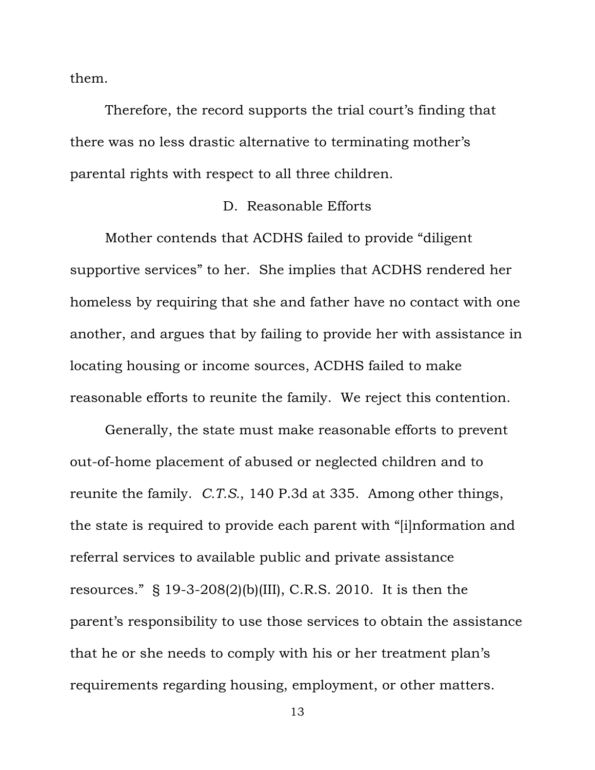them.

Therefore, the record supports the trial court's finding that there was no less drastic alternative to terminating mother's parental rights with respect to all three children.

### D. Reasonable Efforts

Mother contends that ACDHS failed to provide "diligent supportive services" to her. She implies that ACDHS rendered her homeless by requiring that she and father have no contact with one another, and argues that by failing to provide her with assistance in locating housing or income sources, ACDHS failed to make reasonable efforts to reunite the family. We reject this contention.

Generally, the state must make reasonable efforts to prevent out-of-home placement of abused or neglected children and to reunite the family. *C.T.S.*, 140 P.3d at 335. Among other things, the state is required to provide each parent with "[i]nformation and referral services to available public and private assistance resources." § 19-3-208(2)(b)(III), C.R.S. 2010. It is then the parent's responsibility to use those services to obtain the assistance that he or she needs to comply with his or her treatment plan's requirements regarding housing, employment, or other matters.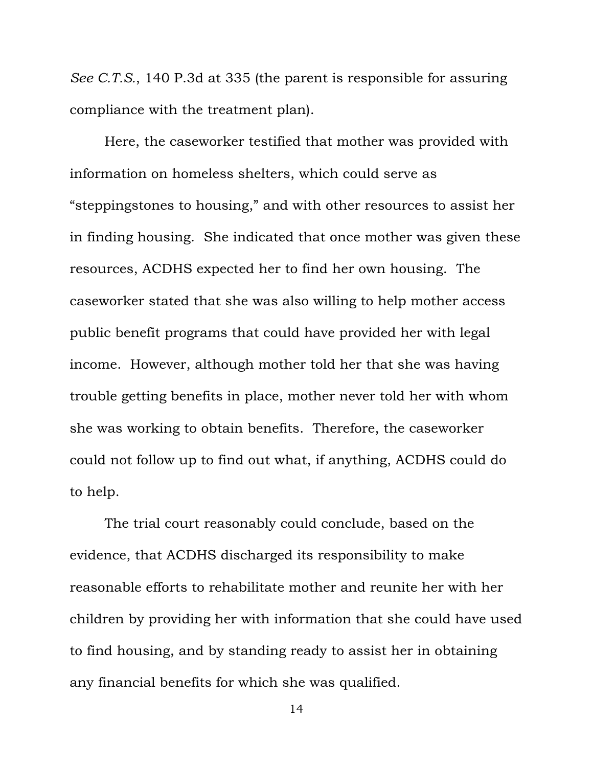*See C.T.S.*, 140 P.3d at 335 (the parent is responsible for assuring compliance with the treatment plan).

Here, the caseworker testified that mother was provided with information on homeless shelters, which could serve as "steppingstones to housing," and with other resources to assist her in finding housing. She indicated that once mother was given these resources, ACDHS expected her to find her own housing. The caseworker stated that she was also willing to help mother access public benefit programs that could have provided her with legal income. However, although mother told her that she was having trouble getting benefits in place, mother never told her with whom she was working to obtain benefits. Therefore, the caseworker could not follow up to find out what, if anything, ACDHS could do to help.

The trial court reasonably could conclude, based on the evidence, that ACDHS discharged its responsibility to make reasonable efforts to rehabilitate mother and reunite her with her children by providing her with information that she could have used to find housing, and by standing ready to assist her in obtaining any financial benefits for which she was qualified.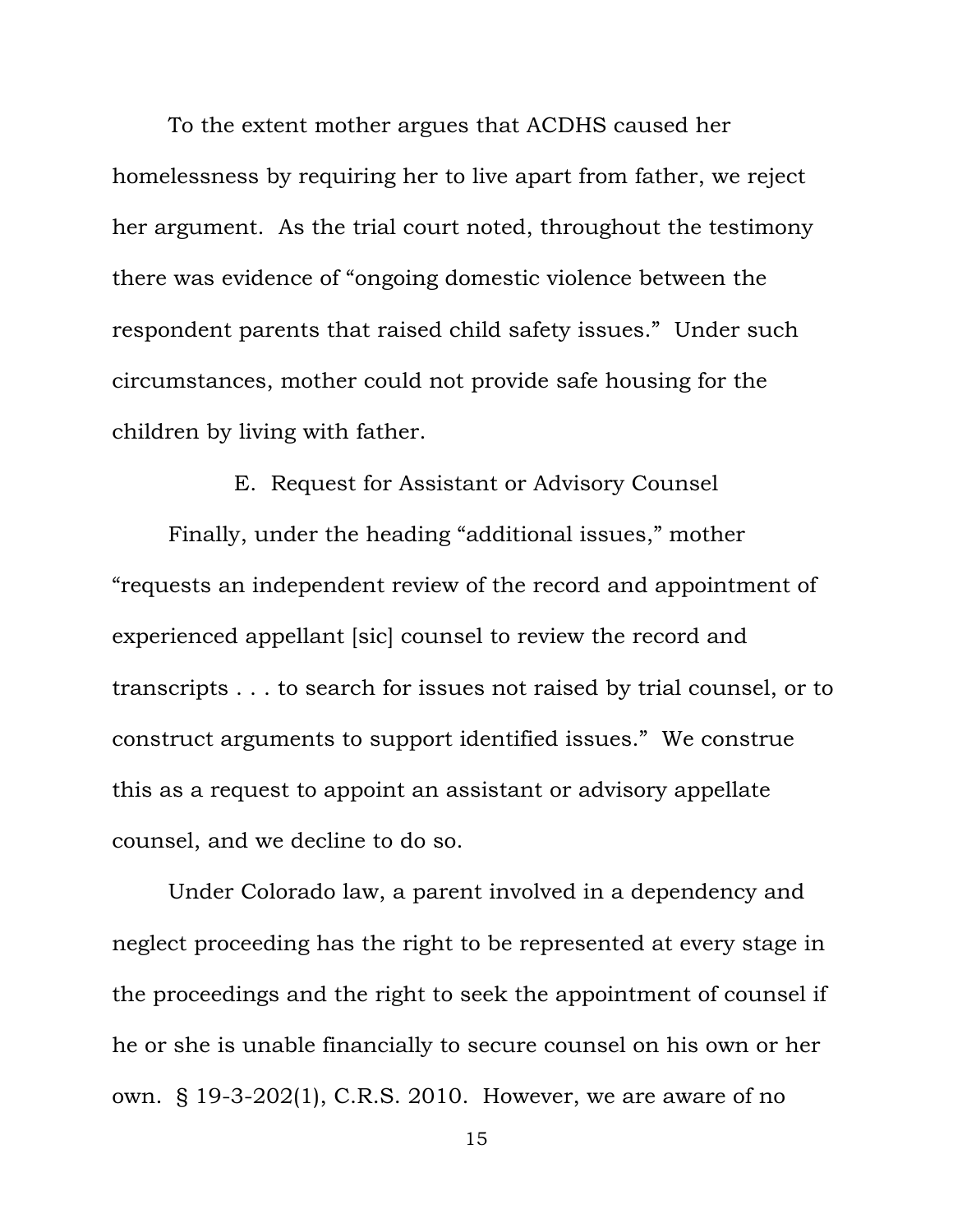To the extent mother argues that ACDHS caused her homelessness by requiring her to live apart from father, we reject her argument. As the trial court noted, throughout the testimony there was evidence of "ongoing domestic violence between the respondent parents that raised child safety issues." Under such circumstances, mother could not provide safe housing for the children by living with father.

### E. Request for Assistant or Advisory Counsel

Finally, under the heading "additional issues," mother "requests an independent review of the record and appointment of experienced appellant [sic] counsel to review the record and transcripts . . . to search for issues not raised by trial counsel, or to construct arguments to support identified issues." We construe this as a request to appoint an assistant or advisory appellate counsel, and we decline to do so.

Under Colorado law, a parent involved in a dependency and neglect proceeding has the right to be represented at every stage in the proceedings and the right to seek the appointment of counsel if he or she is unable financially to secure counsel on his own or her own. § 19-3-202(1), C.R.S. 2010. However, we are aware of no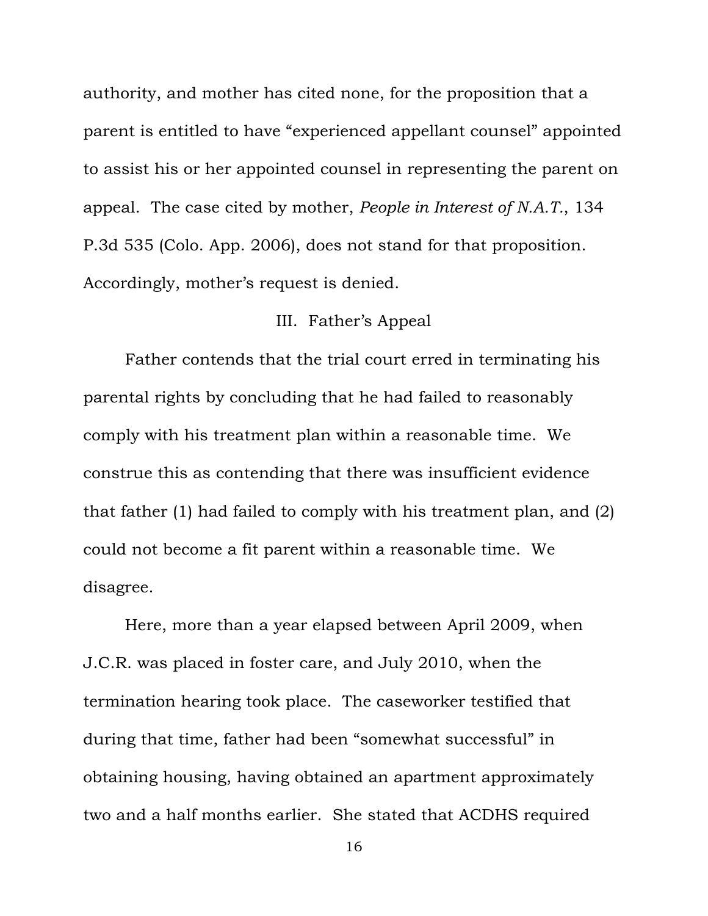authority, and mother has cited none, for the proposition that a parent is entitled to have "experienced appellant counsel" appointed to assist his or her appointed counsel in representing the parent on appeal. The case cited by mother, *People in Interest of N.A.T.*, 134 P.3d 535 (Colo. App. 2006), does not stand for that proposition. Accordingly, mother's request is denied.

## III. Father's Appeal

Father contends that the trial court erred in terminating his parental rights by concluding that he had failed to reasonably comply with his treatment plan within a reasonable time. We construe this as contending that there was insufficient evidence that father (1) had failed to comply with his treatment plan, and (2) could not become a fit parent within a reasonable time. We disagree.

Here, more than a year elapsed between April 2009, when J.C.R. was placed in foster care, and July 2010, when the termination hearing took place. The caseworker testified that during that time, father had been "somewhat successful" in obtaining housing, having obtained an apartment approximately two and a half months earlier. She stated that ACDHS required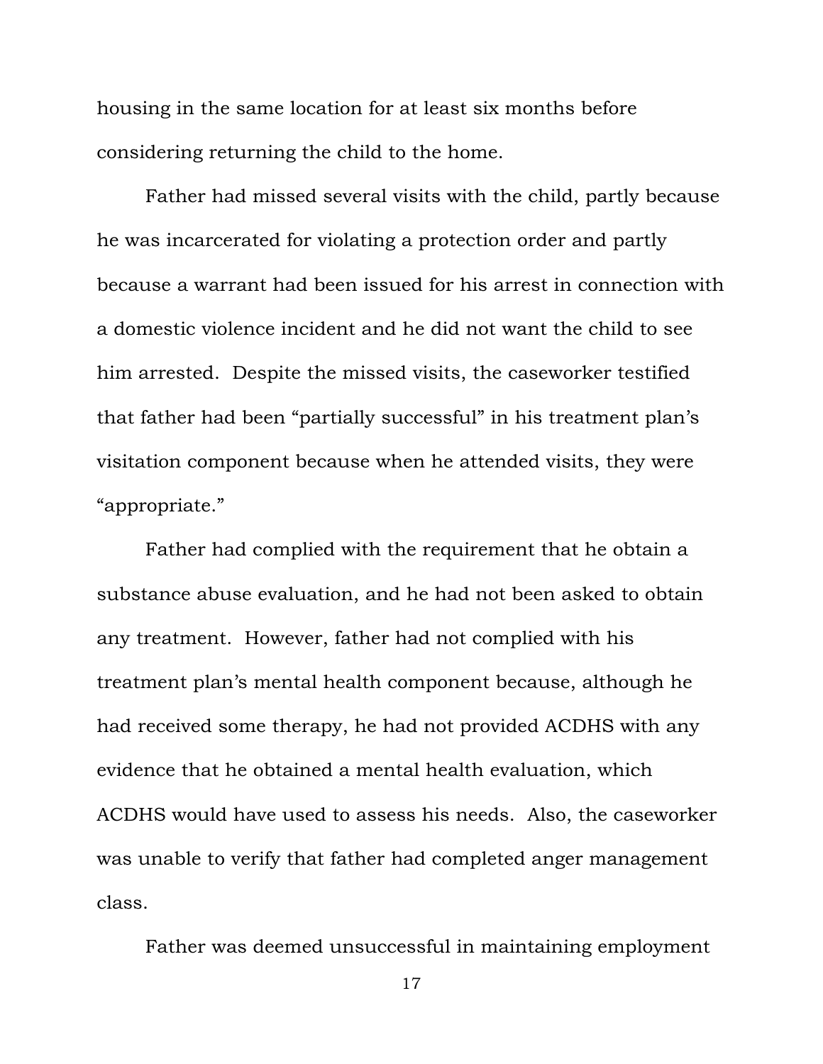housing in the same location for at least six months before considering returning the child to the home.

Father had missed several visits with the child, partly because he was incarcerated for violating a protection order and partly because a warrant had been issued for his arrest in connection with a domestic violence incident and he did not want the child to see him arrested. Despite the missed visits, the caseworker testified that father had been "partially successful" in his treatment plan's visitation component because when he attended visits, they were "appropriate."

Father had complied with the requirement that he obtain a substance abuse evaluation, and he had not been asked to obtain any treatment. However, father had not complied with his treatment plan's mental health component because, although he had received some therapy, he had not provided ACDHS with any evidence that he obtained a mental health evaluation, which ACDHS would have used to assess his needs. Also, the caseworker was unable to verify that father had completed anger management class.

Father was deemed unsuccessful in maintaining employment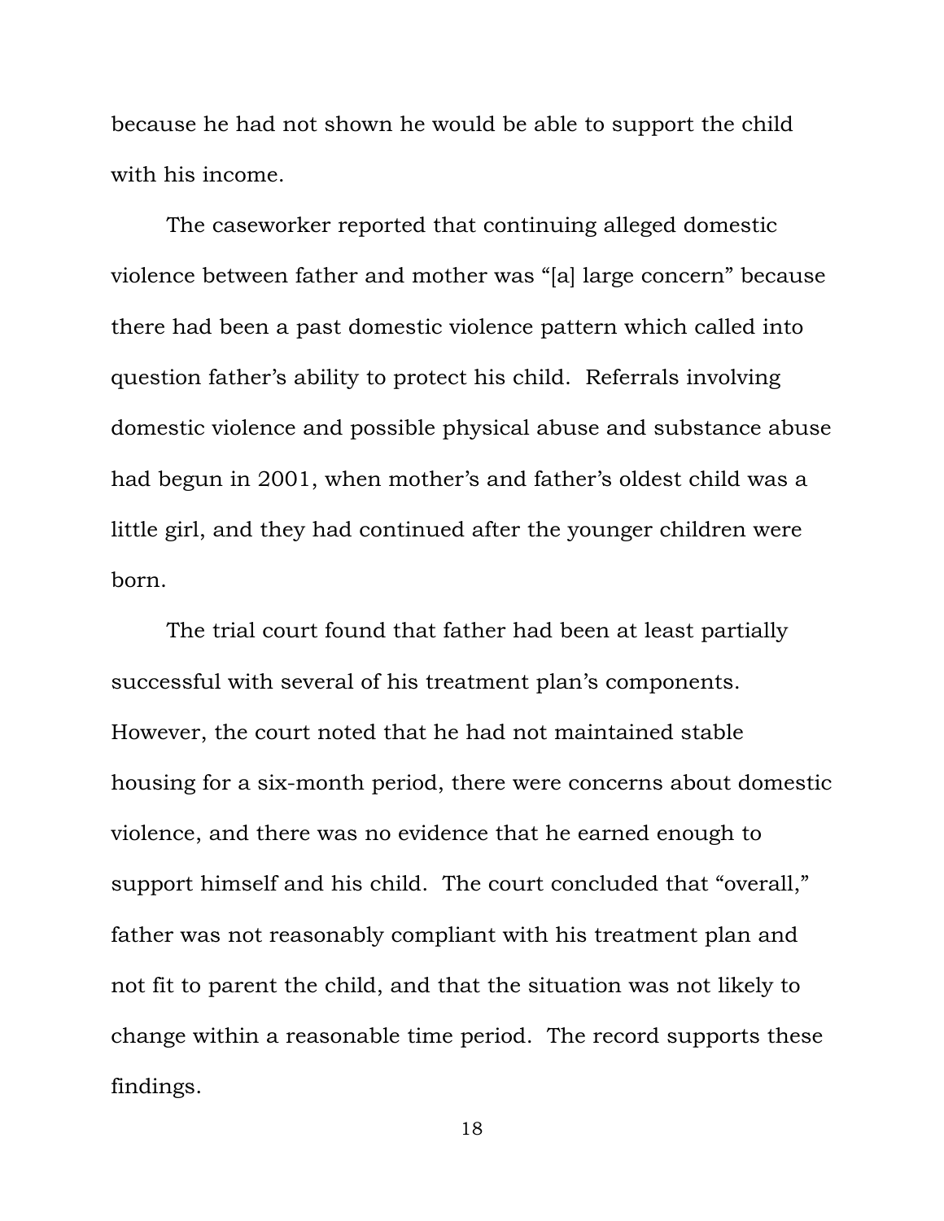because he had not shown he would be able to support the child with his income.

The caseworker reported that continuing alleged domestic violence between father and mother was "[a] large concern" because there had been a past domestic violence pattern which called into question father's ability to protect his child. Referrals involving domestic violence and possible physical abuse and substance abuse had begun in 2001, when mother's and father's oldest child was a little girl, and they had continued after the younger children were born.

The trial court found that father had been at least partially successful with several of his treatment plan's components. However, the court noted that he had not maintained stable housing for a six-month period, there were concerns about domestic violence, and there was no evidence that he earned enough to support himself and his child. The court concluded that "overall," father was not reasonably compliant with his treatment plan and not fit to parent the child, and that the situation was not likely to change within a reasonable time period. The record supports these findings.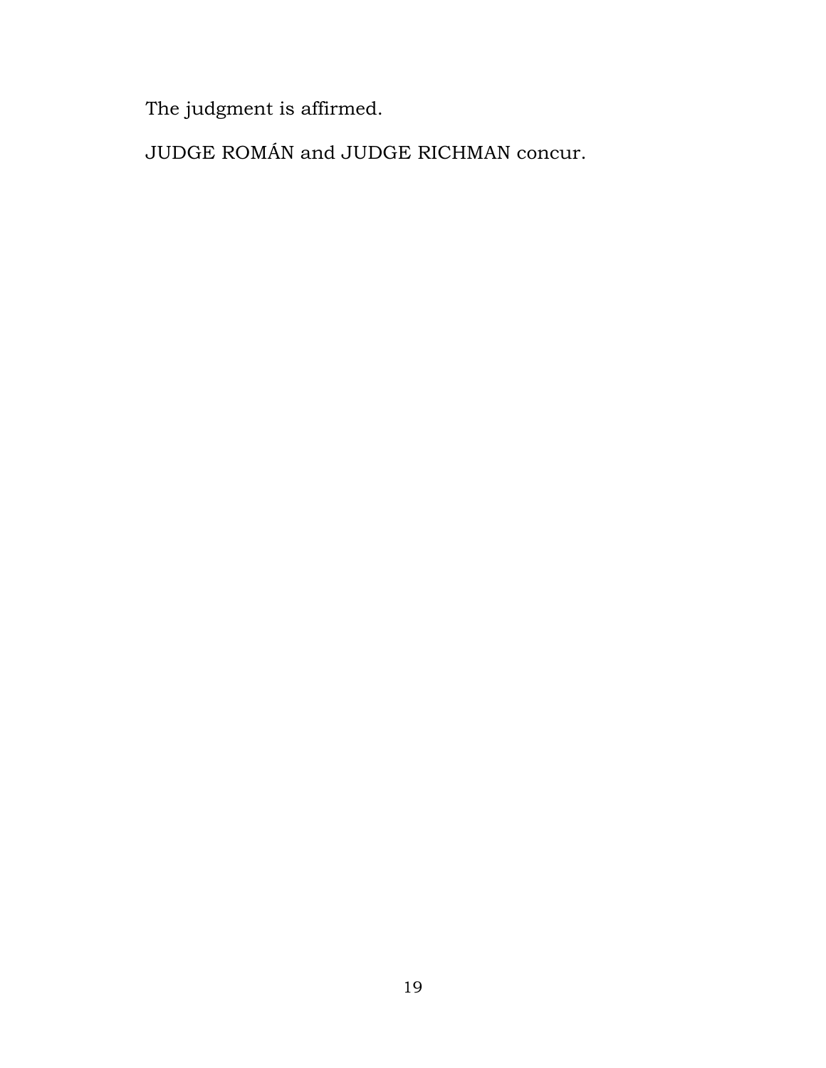The judgment is affirmed.

JUDGE ROMÁN and JUDGE RICHMAN concur.